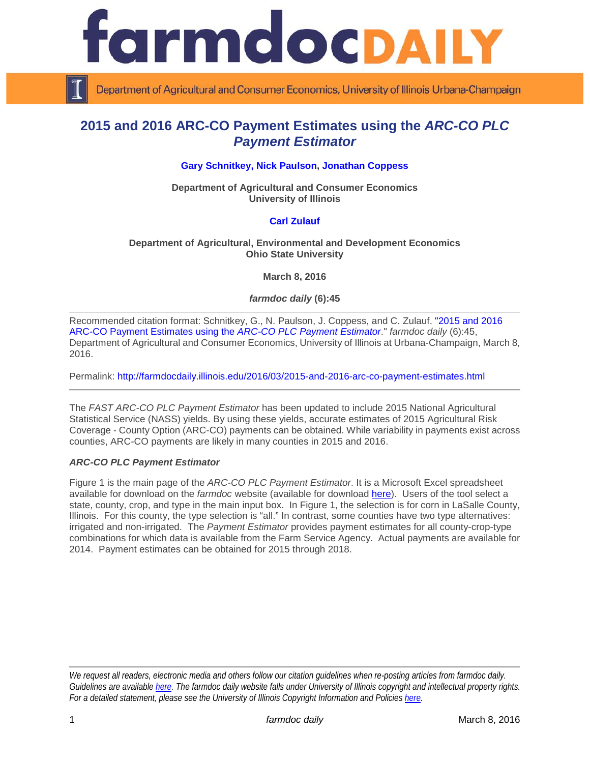# 2015 and 2016 ARC-CO Payment Estimates using the *ARC-CO PLC Payment Estimator*

**Gary Schnitkey, Nick Paulson, Jonathan Coppess**

**Department of Agricultural and Consumer Economics**
**University of Illinois**

**Carl Zulauf**

**Department of Agricultural, Environmental and Development Economics**
**Ohio State University**

**March 8, 2016**

***farmdoc daily* (6):45**

---

Recommended citation format: Schnitkey, G., N. Paulson, J. Coppess, and C. Zulauf. "2015 and 2016 ARC-CO Payment Estimates using the *ARC-CO PLC Payment Estimator*." *farmdoc daily* (6):45, Department of Agricultural and Consumer Economics, University of Illinois at Urbana-Champaign, March 8, 2016.

Permalink: http://farmdocdaily.illinois.edu/2016/03/2015-and-2016-arc-co-payment-estimates.html

---

The *FAST ARC-CO PLC Payment Estimator* has been updated to include 2015 National Agricultural Statistical Service (NASS) yields. By using these yields, accurate estimates of 2015 Agricultural Risk Coverage - County Option (ARC-CO) payments can be obtained. While variability in payments exist across counties, ARC-CO payments are likely in many counties in 2015 and 2016.

### *ARC-CO PLC Payment Estimator*

Figure 1 is the main page of the *ARC-CO PLC Payment Estimator*. It is a Microsoft Excel spreadsheet available for download on the *farmdoc* website (available for download here). Users of the tool select a state, county, crop, and type in the main input box. In Figure 1, the selection is for corn in LaSalle County, Illinois. For this county, the type selection is "all." In contrast, some counties have two type alternatives: irrigated and non-irrigated. The *Payment Estimator* provides payment estimates for all county-crop-type combinations for which data is available from the Farm Service Agency. Actual payments are available for 2014. Payment estimates can be obtained for 2015 through 2018.

---

*We request all readers, electronic media and others follow our citation guidelines when re-posting articles from farmdoc daily. Guidelines are available here. The farmdoc daily website falls under University of Illinois copyright and intellectual property rights. For a detailed statement, please see the University of Illinois Copyright Information and Policies here.*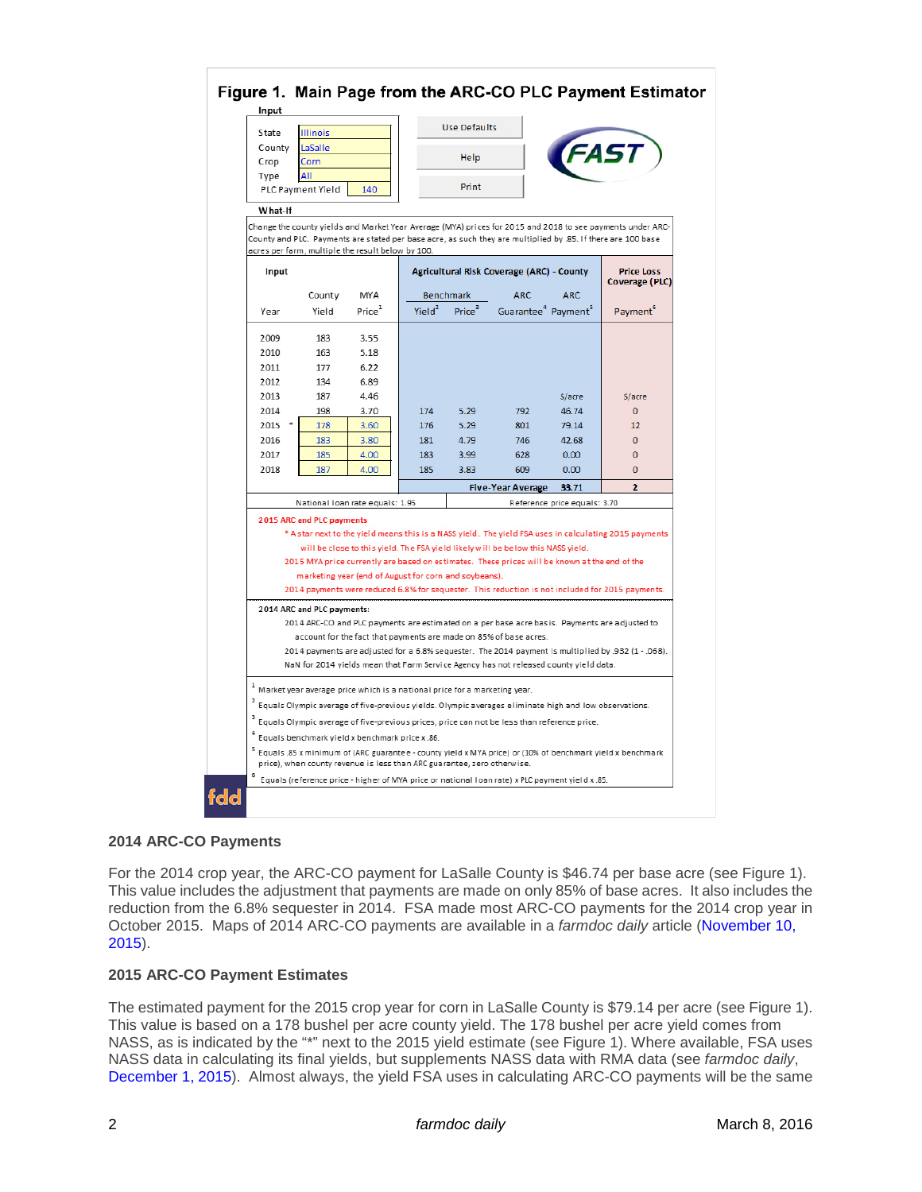## Figure 1. Main Page from the ARC-CO PLC Payment Estimator

**Input**

| | |
|---|---|
| State | Illinois |
| County | LaSalle |
| Crop | Corn |
| Type | All |
| PLC Payment Yield | 140 |

Use Defaults | Help | Print

FAST

**What-If**

Change the county yields and Market Year Average (MYA) prices for 2015 and 2018 to see payments under ARC-County and PLC. Payments are stated per base acre, as such they are multiplied by .85. If there are 100 base acres per farm, multiple the result below by 100.

| Input | | | Agricultural Risk Coverage (ARC) - County | | | | Price Loss Coverage (PLC) |
|---|---|---|---|---|---|---|---|
| | County | MYA | Benchmark | | ARC | ARC | |
| Year | Yield | Price[1] | Yield[2] | Price[3] | Guarantee[4] | Payment[5] | Payment[6] |
| 2009 | 183 | 3.55 | | | | | |
| 2010 | 163 | 5.18 | | | | | |
| 2011 | 177 | 6.22 | | | | | |
| 2012 | 134 | 6.89 | | | | | |
| 2013 | 187 | 4.46 | | | | $/acre | $/acre |
| 2014 | 198 | 3.70 | 174 | 5.29 | 792 | 46.74 | 0 |
| 2015 * | 178 | 3.60 | 176 | 5.29 | 801 | 79.14 | 12 |
| 2016 | 183 | 3.80 | 181 | 4.79 | 746 | 42.68 | 0 |
| 2017 | 185 | 4.00 | 183 | 3.99 | 628 | 0.00 | 0 |
| 2018 | 187 | 4.00 | 185 | 3.83 | 609 | 0.00 | 0 |
| | | | Five-Year Average | | | 33.71 | 2 |

National loan rate equals: 1.95 — Reference price equals: 3.70

**2015 ARC and PLC payments**

\* A star next to the yield means this is a NASS yield. The yield FSA uses in calculating 2015 payments will be close to this yield. The FSA yield likely will be below this NASS yield.

2015 MYA price currently are based on estimates. These prices will be known at the end of the marketing year (end of August for corn and soybeans).

2014 payments were reduced 6.8% for sequester. This reduction is not included for 2015 payments.

**2014 ARC and PLC payments:**

2014 ARC-CO and PLC payments are estimated on a per base acre basis. Payments are adjusted to account for the fact that payments are made on 85% of base acres.

2014 payments are adjusted for a 6.8% sequester. The 2014 payment is multiplied by .932 (1 - .068).

NaN for 2014 yields mean that Farm Service Agency has not released county yield data.

[1] Market year average price which is a national price for a marketing year.
[2] Equals Olympic average of five-previous yields. Olympic averages eliminate high and low observations.
[3] Equals Olympic average of five-previous prices, price can not be less than reference price.
[4] Equals benchmark yield x benchmark price x .86.
[5] Equals .85 x minimum of (ARC guarantee - county yield x MYA price) or (10% of benchmark yield x benchmark price), when county revenue is less than ARC guarantee, zero otherwise.
[6] Equals (reference price - higher of MYA price or national loan rate) x PLC payment yield x .85.

### 2014 ARC-CO Payments

For the 2014 crop year, the ARC-CO payment for LaSalle County is $46.74 per base acre (see Figure 1). This value includes the adjustment that payments are made on only 85% of base acres. It also includes the reduction from the 6.8% sequester in 2014. FSA made most ARC-CO payments for the 2014 crop year in October 2015. Maps of 2014 ARC-CO payments are available in a *farmdoc daily* article (November 10, 2015).

### 2015 ARC-CO Payment Estimates

The estimated payment for the 2015 crop year for corn in LaSalle County is $79.14 per acre (see Figure 1). This value is based on a 178 bushel per acre county yield. The 178 bushel per acre yield comes from NASS, as is indicated by the "*" next to the 2015 yield estimate (see Figure 1). Where available, FSA uses NASS data in calculating its final yields, but supplements NASS data with RMA data (see *farmdoc daily*, December 1, 2015). Almost always, the yield FSA uses in calculating ARC-CO payments will be the same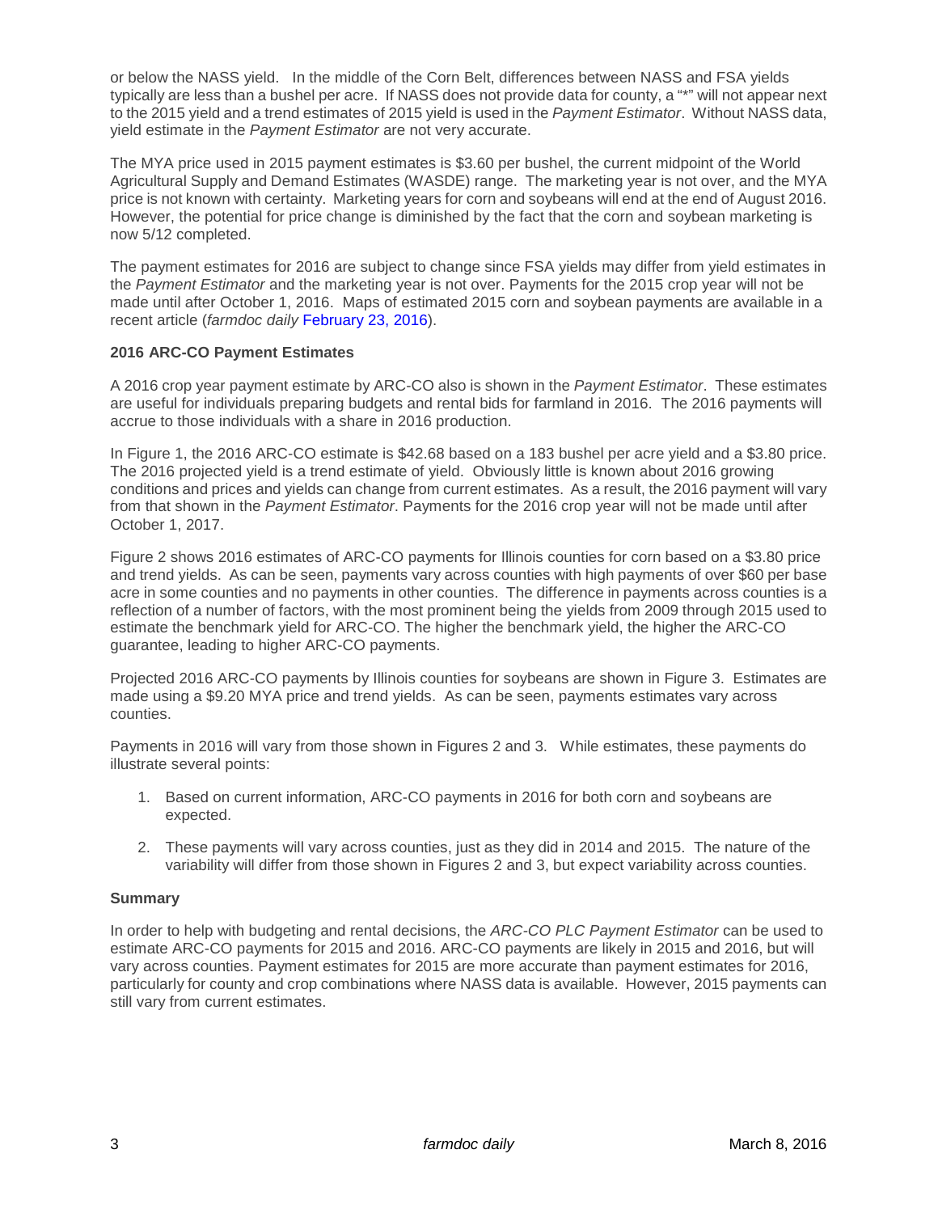or below the NASS yield.  In the middle of the Corn Belt, differences between NASS and FSA yields typically are less than a bushel per acre.  If NASS does not provide data for county, a "*" will not appear next to the 2015 yield and a trend estimates of 2015 yield is used in the *Payment Estimator*.  Without NASS data, yield estimate in the *Payment Estimator* are not very accurate.

The MYA price used in 2015 payment estimates is $3.60 per bushel, the current midpoint of the World Agricultural Supply and Demand Estimates (WASDE) range.  The marketing year is not over, and the MYA price is not known with certainty.  Marketing years for corn and soybeans will end at the end of August 2016. However, the potential for price change is diminished by the fact that the corn and soybean marketing is now 5/12 completed.

The payment estimates for 2016 are subject to change since FSA yields may differ from yield estimates in the *Payment Estimator* and the marketing year is not over. Payments for the 2015 crop year will not be made until after October 1, 2016.  Maps of estimated 2015 corn and soybean payments are available in a recent article (*farmdoc daily* February 23, 2016).

**2016 ARC-CO Payment Estimates**

A 2016 crop year payment estimate by ARC-CO also is shown in the *Payment Estimator*.  These estimates are useful for individuals preparing budgets and rental bids for farmland in 2016.  The 2016 payments will accrue to those individuals with a share in 2016 production.

In Figure 1, the 2016 ARC-CO estimate is $42.68 based on a 183 bushel per acre yield and a $3.80 price. The 2016 projected yield is a trend estimate of yield.  Obviously little is known about 2016 growing conditions and prices and yields can change from current estimates.  As a result, the 2016 payment will vary from that shown in the *Payment Estimator*. Payments for the 2016 crop year will not be made until after October 1, 2017.

Figure 2 shows 2016 estimates of ARC-CO payments for Illinois counties for corn based on a $3.80 price and trend yields.  As can be seen, payments vary across counties with high payments of over $60 per base acre in some counties and no payments in other counties.  The difference in payments across counties is a reflection of a number of factors, with the most prominent being the yields from 2009 through 2015 used to estimate the benchmark yield for ARC-CO. The higher the benchmark yield, the higher the ARC-CO guarantee, leading to higher ARC-CO payments.

Projected 2016 ARC-CO payments by Illinois counties for soybeans are shown in Figure 3.  Estimates are made using a $9.20 MYA price and trend yields.  As can be seen, payments estimates vary across counties.

Payments in 2016 will vary from those shown in Figures 2 and 3.   While estimates, these payments do illustrate several points:

1. Based on current information, ARC-CO payments in 2016 for both corn and soybeans are expected.
2. These payments will vary across counties, just as they did in 2014 and 2015.  The nature of the variability will differ from those shown in Figures 2 and 3, but expect variability across counties.

**Summary**

In order to help with budgeting and rental decisions, the *ARC-CO PLC Payment Estimator* can be used to estimate ARC-CO payments for 2015 and 2016. ARC-CO payments are likely in 2015 and 2016, but will vary across counties. Payment estimates for 2015 are more accurate than payment estimates for 2016, particularly for county and crop combinations where NASS data is available.  However, 2015 payments can still vary from current estimates.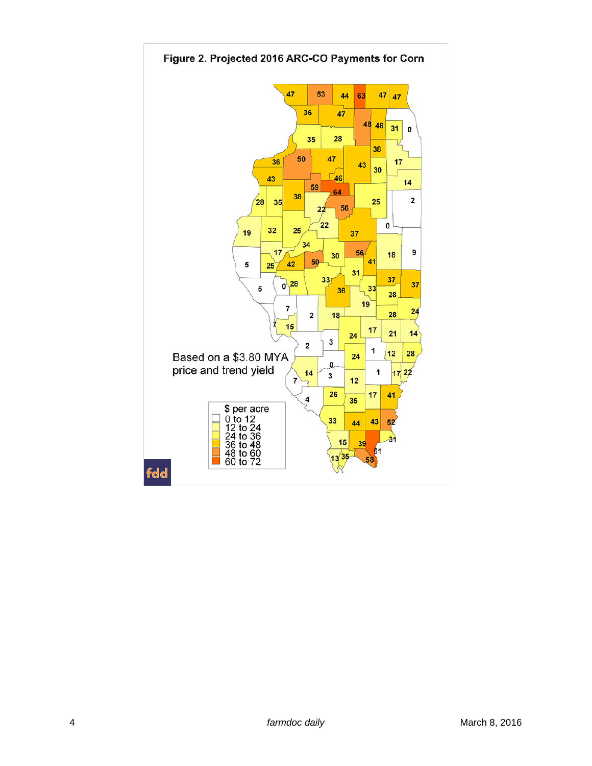**Figure 2. Projected 2016 ARC-CO Payments for Corn**

Based on a $3.80 MYA price and trend yield

| $ per acre |
| --- |
| 0 to 12 |
| 12 to 24 |
| 24 to 36 |
| 36 to 48 |
| 48 to 60 |
| 60 to 72 |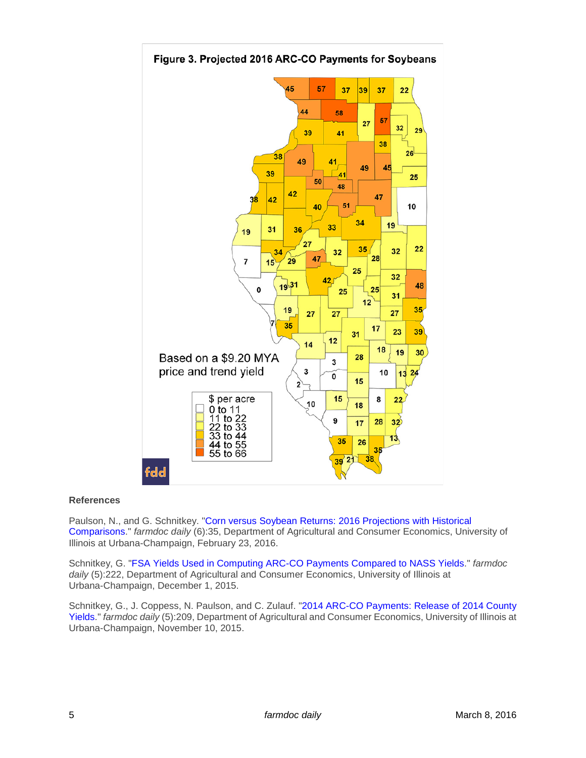**Figure 3. Projected 2016 ARC-CO Payments for Soybeans**

Based on a $9.20 MYA price and trend yield

$ per acre
0 to 11
11 to 22
22 to 33
33 to 44
44 to 55
55 to 66

fdd

### References

Paulson, N., and G. Schnitkey. "Corn versus Soybean Returns: 2016 Projections with Historical Comparisons." *farmdoc daily* (6):35, Department of Agricultural and Consumer Economics, University of Illinois at Urbana-Champaign, February 23, 2016.

Schnitkey, G. "FSA Yields Used in Computing ARC-CO Payments Compared to NASS Yields." *farmdoc daily* (5):222, Department of Agricultural and Consumer Economics, University of Illinois at Urbana-Champaign, December 1, 2015.

Schnitkey, G., J. Coppess, N. Paulson, and C. Zulauf. "2014 ARC-CO Payments: Release of 2014 County Yields." *farmdoc daily* (5):209, Department of Agricultural and Consumer Economics, University of Illinois at Urbana-Champaign, November 10, 2015.